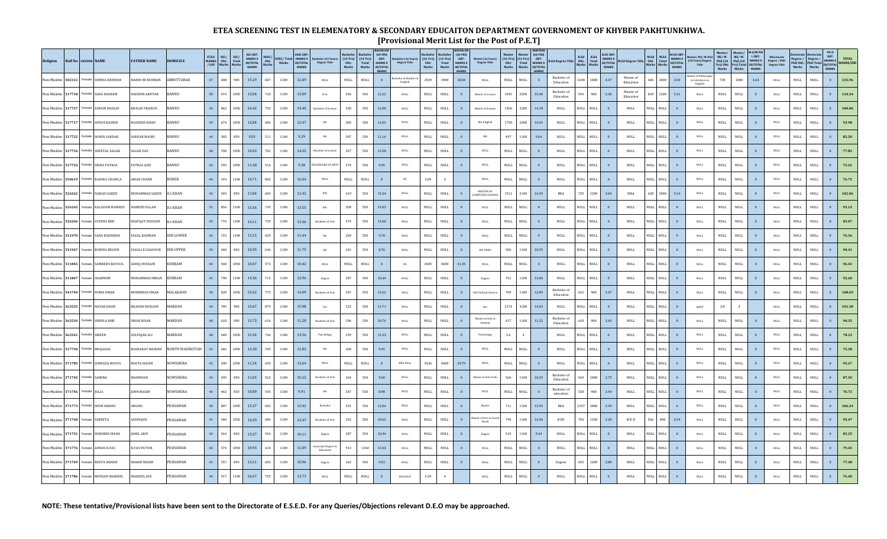# ETEA SCREENING TEST IN ELEMENTARY & SECONDARY EDUCAITON DEPARTMENT GOVERNOMENT OF KHYBER PAKHTUNKHWA.

## [Provisional Merit List for the Post of P.E.T]

| Religion | Roll No | GENDER | NAME | FATHER NAME | DOMICILE | ETEA MARKS /100 | SSC/ Obt. Marks | SSC/ Total Marks | SSC OBT. MARKS X 20/TOTAL MARKS | HSSC/ Obt. Marks | HSSC/ Total Marks | HSSC OBT. MARKS X 20/TOTAL MARKS | Bachelor (14 Years) Degree Title | Bachelor (14 Yrs) Obt. Marks | Bachelor (14 Yrs) Total Marks | BACHELOR (14-YRS) OBT. MARKS X 20/TOTAL MARKS | Bachelor (16 Years) Degree Title | Bachelor (16 Yrs) Obt. Marks | Bachelor (16 Yrs) Total Marks | BACHELOR (16-YRS) OBT. MARKS X 40/TOTAL MARKS | Master (16 Years) Degree Title | Master (16 Yrs) Obt. Marks | Master (16 Yrs) Total Marks | MASTERS (16-YRS) OBT. MARKS X 20/TOTAL MARKS | B.Ed Degree Title | B.Ed Obt. Marks | B.Ed Total Marks | B.ED OBT. MARKS X 05/TOTAL MARKS | M.Ed Degree Title | M.Ed Obt. Marks | M.Ed Total Marks | M.ED OBT. MARKS X 05/TOTAL MARKS | Master/ MS/ M-Phil (18 Years) Degree Title | Master/ MS/ M-Phil (18 Yrs) Obt. Marks | Master/ MS/ M-Phil (18 Yrs) Total Marks | M.S/M.Phil OBT. MARKS X 05/TOTAL MARKS | Doctorate Degree / PhD Degree Title | Doctorate Degree / PhD Obt. Marks | Doctorate Degree / PhD Total Marks | PH.D OBT. MARKS X 05/TOTAL MARKS | TOTAL MARKS/200 |
|---|---|---|---|---|---|---|---|---|---|---|---|---|---|---|---|---|---|---|---|---|---|---|---|---|---|---|---|---|---|---|---|---|---|---|---|---|---|---|---|---|---|
| Non Muslim | 502312 | Female | SUNNIA REHMAN | HABIB UR REHMAN | ABBOTTABAD | 67 | 688 | 900 | 15.29 | 687 | 1100 | 12.49 | NULL | NULL | NULL | 0 | Bachelor of Studies in English | 2929 | 3900 | 30.04 | NULL | NULL | NULL | 0 | Bachelor of Education | 1600 | 1800 | 4.47 | Master of Education | 606 | 1000 | 3.03 | Master of Philosophy in Literature in English | 728 | 1000 | 3.64 | NULL | NULL | NULL | 0 | 135.96 |
| Non Muslim | 517718 | Female | SARA NADEEM | NADEEM AKHTAR | BANNU | 50 | 674 | 1050 | 12.84 | 720 | 1100 | 13.09 | B.Sc | 336 | 550 | 12.22 | NULL | NULL | NULL | 0 | Master of science | 1935 | 2500 | 15.48 | Bachelor of Education | 594 | 900 | 3.30 | Master of Education | 818 | 1200 | 3.41 | NULL | NULL | NULL | 0 | NULL | NULL | NULL | 0 | 110.34 |
| Non Muslim | 517721 | Female | ZARISH KHALID | KHALID FRANCIS | BANNU | 43 | 862 | 1050 | 16.42 | 792 | 1100 | 14.40 | Bachelor of Science | 330 | 550 | 12.00 | NULL | NULL | NULL | 0 | Master of Science | 1560 | 2200 | 14.18 | NULL | NULL | NULL | 0 | NULL | NULL | NULL | 0 | NULL | NULL | NULL | 0 | NULL | NULL | NULL | 0 | 100.00 |
| Non Muslim | 517717 | Female | AFROZ RASHID | RASHEED KHAN | BANNU | 43 | 674 | 1050 | 12.84 | 686 | 1100 | 12.47 | BA | 303 | 550 | 11.02 | NULL | NULL | NULL | 0 | MA English | 1758 | 2400 | 14.65 | NULL | NULL | NULL | 0 | NULL | NULL | NULL | 0 | NULL | NULL | NULL | 0 | NULL | NULL | NULL | 0 | 93.98 |
| Non Muslim | 517722 | Female | NOBIN SARDAR | SARDAR MASIH | BANNU | 44 | 383 | 850 | 9.01 | 511 | 1100 | 9.29 | BA | 307 | 550 | 11.16 | NULL | NULL | NULL | 0 | MA | 497 | 1100 | 9.04 | NULL | NULL | NULL | 0 | NULL | NULL | NULL | 0 | NULL | NULL | NULL | 0 | NULL | NULL | NULL | 0 | 82.50 |
| Non Muslim | 517734 | Female | SHEETAL SAGAR | SAGAR DAS | BANNU | 40 | 558 | 1050 | 10.63 | 782 | 1100 | 14.22 | Beachler of science | 357 | 550 | 12.98 | NULL | NULL | NULL | 0 | NULL | NULL | NULL | 0 | NULL | NULL | NULL | 0 | NULL | NULL | NULL | 0 | NULL | NULL | NULL | 0 | NULL | NULL | NULL | 0 | 77.83 |
| Non Muslim | 517724 | Female | SIDRA PATRAS | PATRAS AZIZ | BANNU | 42 | 592 | 1050 | 11.28 | 516 | 1100 | 9.38 | BACHELORS OF ARTS | 274 | 550 | 9.96 | NULL | NULL | NULL | 0 | NULL | NULL | NULL | 0 | NULL | NULL | NULL | 0 | NULL | NULL | NULL | 0 | NULL | NULL | NULL | 0 | NULL | NULL | NULL | 0 | 72.62 |
| Non Muslim | 550619 | Female | RADHIKA CHAWLA | AMAR CHAND | BUNER | 44 | 919 | 1100 | 16.71 | 882 | 1100 | 16.04 | NULL | NULL | NULL | 0 | BS | 3.84 | 4 | | NULL | NULL | NULL | 0 | NULL | NULL | NULL | 0 | NULL | NULL | NULL | 0 | NULL | NULL | NULL | 0 | NULL | NULL | NULL | 0 | 76.75 |
| Non Muslim | 526262 | Female | NARGIS SAEED | MUHAMMAD SAEED | D.I KHAN | 42 | 503 | 850 | 11.84 | 683 | 1100 | 12.42 | BSC | 419 | 550 | 15.24 | NULL | NULL | NULL | 0 | MASTER OF COMPUTER SCIENCE | 1511 | 2100 | 14.39 | BEd | 729 | 1200 | 3.04 | MEd | 628 | 1000 | 3.14 | NULL | NULL | NULL | 0 | NULL | NULL | NULL | 0 | 102.06 |
| Non Muslim | 526265 | Female | KALSOOM HAMEED | HAMEED ULLAH | D.I KHAN | 51 | 856 | 1100 | 15.56 | 745 | 1100 | 13.55 | BSc | 358 | 550 | 13.02 | NULL | NULL | NULL | 0 | NULL | NULL | NULL | 0 | NULL | NULL | NULL | 0 | NULL | NULL | NULL | 0 | NULL | NULL | NULL | 0 | NULL | NULL | NULL | 0 | 93.13 |
| Non Muslim | 526266 | Female | AYESHA BIBI | SHAFQAT HUSSAIN | D.I KHAN | 42 | 776 | 1100 | 14.11 | 735 | 1100 | 13.36 | Bachelor of Arts | 374 | 550 | 13.60 | NULL | NULL | NULL | 0 | NULL | NULL | NULL | 0 | NULL | NULL | NULL | 0 | NULL | NULL | NULL | 0 | NULL | NULL | NULL | 0 | NULL | NULL | NULL | 0 | 83.07 |
| Non Muslim | 531970 | Female | SANA RAEHMAN | FAZAL RAHMAN | DIR-LOWER | 42 | 723 | 1100 | 13.15 | 629 | 1100 | 11.44 | BA | 269 | 550 | 9.78 | NULL | NULL | NULL | 0 | NULL | NULL | NULL | 0 | NULL | NULL | NULL | 0 | NULL | NULL | NULL | 0 | NULL | NULL | NULL | 0 | NULL | NULL | NULL | 0 | 76.36 |
| Non Muslim | 531967 | Female | ROBINA BEGUM | FAZALI E GHAFOOR | DIR-UPPER | 49 | 440 | 850 | 10.35 | 646 | 1100 | 11.75 | BA | 241 | 550 | 8.76 | NULL | NULL | NULL | 0 | MA URDU | 580 | 1100 | 10.55 | NULL | NULL | NULL | 0 | NULL | NULL | NULL | 0 | NULL | NULL | NULL | 0 | NULL | NULL | NULL | 0 | 90.41 |
| Non Muslim | 511845 | Female | SAMREEN BATOOL | ASHIQ HUSSAIN | KURRAM | 44 | 560 | 1050 | 10.67 | 573 | 1100 | 10.42 | NULL | NULL | NULL | 0 | BS | 3605 | 4600 | 31.35 | NULL | NULL | NULL | 0 | NULL | NULL | NULL | 0 | NULL | NULL | NULL | 0 | NULL | NULL | NULL | 0 | NULL | NULL | NULL | 0 | 96.43 |
| Non Muslim | 511847 | Female | SHABNUM | MUHAMMAD IMRAN | KURRAM | 41 | 790 | 1100 | 14.36 | 713 | 1100 | 12.96 | Degree | 287 | 550 | 10.44 | NULL | NULL | NULL | 0 | Degree | 761 | 1100 | 13.84 | NULL | NULL | NULL | 0 | NULL | NULL | NULL | 0 | NULL | NULL | NULL | 0 | NULL | NULL | NULL | 0 | 92.60 |
| Non Muslim | 541749 | Female | HUMA UMAR | MUHMMAD UMAR | MALAKAND | 50 | 820 | 1050 | 15.62 | 775 | 1100 | 14.09 | Bachelor of Arts | 347 | 550 | 12.62 | NULL | NULL | NULL | 0 | MA Political Science | 709 | 1100 | 12.89 | Bachelor of Education | 625 | 900 | 3.47 | NULL | NULL | NULL | 0 | NULL | NULL | NULL | 0 | NULL | NULL | NULL | 0 | 108.69 |
| Non Muslim | 563535 | Female | NAYAB KHAN | KHADIM HUSSAIN | MARDAN | 44 | 705 | 900 | 15.67 | 879 | 1100 | 15.98 | bsc | 322 | 550 | 11.71 | NULL | NULL | NULL | 0 | msc | 2174 | 3100 | 14.03 | NULL | NULL | NULL | 0 | NULL | NULL | NULL | 0 | mphil | 3.8 | 4 | | NULL | NULL | NULL | 0 | 101.38 |
| Non Muslim | 563534 | Female | SHEHLA BIBI | UMAR HISAB | MARDAN | 40 | 618 | 900 | 13.73 | 616 | 1100 | 11.20 | Bachelor of Arts | 296 | 550 | 10.76 | NULL | NULL | NULL | 0 | Master of Arts in Islamiat | 617 | 1100 | 11.22 | Bachelor of Education | 618 | 900 | 3.43 | NULL | NULL | NULL | 0 | NULL | NULL | NULL | 0 | NULL | NULL | NULL | 0 | 90.35 |
| Non Muslim | 563541 | Female | SIREEN | ZULFIQAR ALI | MARDAN | 40 | 648 | 1050 | 12.34 | 744 | 1100 | 13.56 | Psychology | 339 | 550 | 12.33 | NULL | NULL | NULL | 0 | Psychology | 3.6 | 4 | | NULL | NULL | NULL | 0 | NULL | NULL | NULL | 0 | NULL | NULL | NULL | 0 | NULL | NULL | NULL | 0 | 78.23 |
| Non Muslim | 517730 | Female | MUQADAS | BASHARAT MASEEH | NORTH WAZIRISTAN | 41 | 646 | 1050 | 12.30 | 705 | 1100 | 12.82 | BA | 260 | 550 | 9.45 | NULL | NULL | NULL | 0 | NULL | NULL | NULL | 0 | NULL | NULL | NULL | 0 | NULL | NULL | NULL | 0 | NULL | NULL | NULL | 0 | NULL | NULL | NULL | 0 | 75.58 |
| Non Muslim | 571785 | Female | SONEEZA BOOTA | BOOTA MASIH | NOWSHERA | 42 | 590 | 1050 | 11.24 | 695 | 1100 | 12.64 | NULL | NULL | NULL | 0 | BBA Hons | 3426 | 4600 | 29.79 | NULL | NULL | NULL | 0 | NULL | NULL | NULL | 0 | NULL | NULL | NULL | 0 | NULL | NULL | NULL | 0 | NULL | NULL | NULL | 0 | 95.67 |
| Non Muslim | 571745 | Female | SAMINA | MAHMOOD | NOWSHERA | 43 | 495 | 850 | 11.65 | 562 | 1100 | 10.22 | Bachelor of Arts | 264 | 550 | 9.60 | NULL | NULL | NULL | 0 | Master of Arts Urdu | 566 | 1100 | 10.29 | Bachelor of Education | 549 | 1000 | 2.75 | NULL | NULL | NULL | 0 | NULL | NULL | NULL | 0 | NULL | NULL | NULL | 0 | 87.50 |
| Non Muslim | 571746 | Female | JULIA | JOHN MASIH | NOWSHERA | 44 | 463 | 850 | 10.89 | 545 | 1100 | 9.91 | BA | 247 | 550 | 8.98 | NULL | NULL | NULL | 0 | NULL | NULL | NULL | 0 | Bachelor of education | 530 | 900 | 2.94 | NULL | NULL | NULL | 0 | NULL | NULL | NULL | 0 | NULL | NULL | NULL | 0 | 76.73 |
| Non Muslim | 571773 | Female | IRUM AMANO | AMANO | PESHAWAR | 50 | 807 | 1050 | 15.37 | 683 | 1100 | 12.42 | Bachelor | 331 | 550 | 12.04 | NULL | NULL | NULL | 0 | Master | 711 | 1100 | 12.93 | BEd | 1257 | 1800 | 3.49 | NULL | NULL | NULL | 0 | NULL | NULL | NULL | 0 | NULL | NULL | NULL | 0 | 106.24 |
| Non Muslim | 571768 | Female | SABEETA | SADDIQUE | PESHAWAR | 41 | 540 | 1050 | 10.29 | 686 | 1100 | 12.47 | Bachelor of Arts | 292 | 550 | 10.62 | NULL | NULL | NULL | 0 | Master of Arts in Social Work | 790 | 1100 | 14.36 | B ED | 703 | 1100 | 3.20 | M E D | 566 | 800 | 3.54 | NULL | NULL | NULL | 0 | NULL | NULL | NULL | 0 | 95.47 |
| Non Muslim | 571751 | Female | SUNOBER IRFAN | JAMIL ARIF | PESHAWAR | 42 | 564 | 850 | 13.27 | 556 | 1100 | 10.11 | Degree | 287 | 550 | 10.44 | NULL | NULL | NULL | 0 | Degree | 519 | 1100 | 9.44 | NULL | NULL | NULL | 0 | NULL | NULL | NULL | 0 | NULL | NULL | NULL | 0 | NULL | NULL | NULL | 0 | 85.25 |
| Non Muslim | 571776 | Female | AIMAN ILYAS | ILYAS VICTOR | PESHAWAR | 44 | 574 | 1050 | 10.93 | 610 | 1100 | 11.09 | Associate Degree in Education | 913 | 1360 | 13.43 | NULL | NULL | NULL | 0 | NULL | NULL | NULL | 0 | NULL | NULL | NULL | 0 | NULL | NULL | NULL | 0 | NULL | NULL | NULL | 0 | NULL | NULL | NULL | 0 | 79.45 |
| Non Muslim | 571749 | Female | REETA SHARIF | SHARIF MASIH | PESHAWAR | 41 | 557 | 850 | 13.11 | 603 | 1100 | 10.96 | Degree | 262 | 550 | 9.53 | NULL | NULL | NULL | 0 | NULL | NULL | NULL | 0 | Degree | 692 | 1200 | 2.88 | NULL | NULL | NULL | 0 | NULL | NULL | NULL | 0 | NULL | NULL | NULL | 0 | 77.48 |
| Non Muslim | 571786 | Female | MUSKAN SHAKEEL | SHAKEEL JAN | PESHAWAR | 46 | 917 | 1100 | 16.67 | 755 | 1100 | 13.73 | NULL | NULL | NULL | 0 | ZOOLOGY | 3.39 | 4 | | NULL | NULL | NULL | 0 | NULL | NULL | NULL | 0 | NULL | NULL | NULL | 0 | NULL | NULL | NULL | 0 | NULL | NULL | NULL | 0 | 76.40 |

**NOTE: These tentative/Provisional lists have been sent to the Directorate of E.S.E.D. For any Queries/Objections relevant D.E.O may be approached.**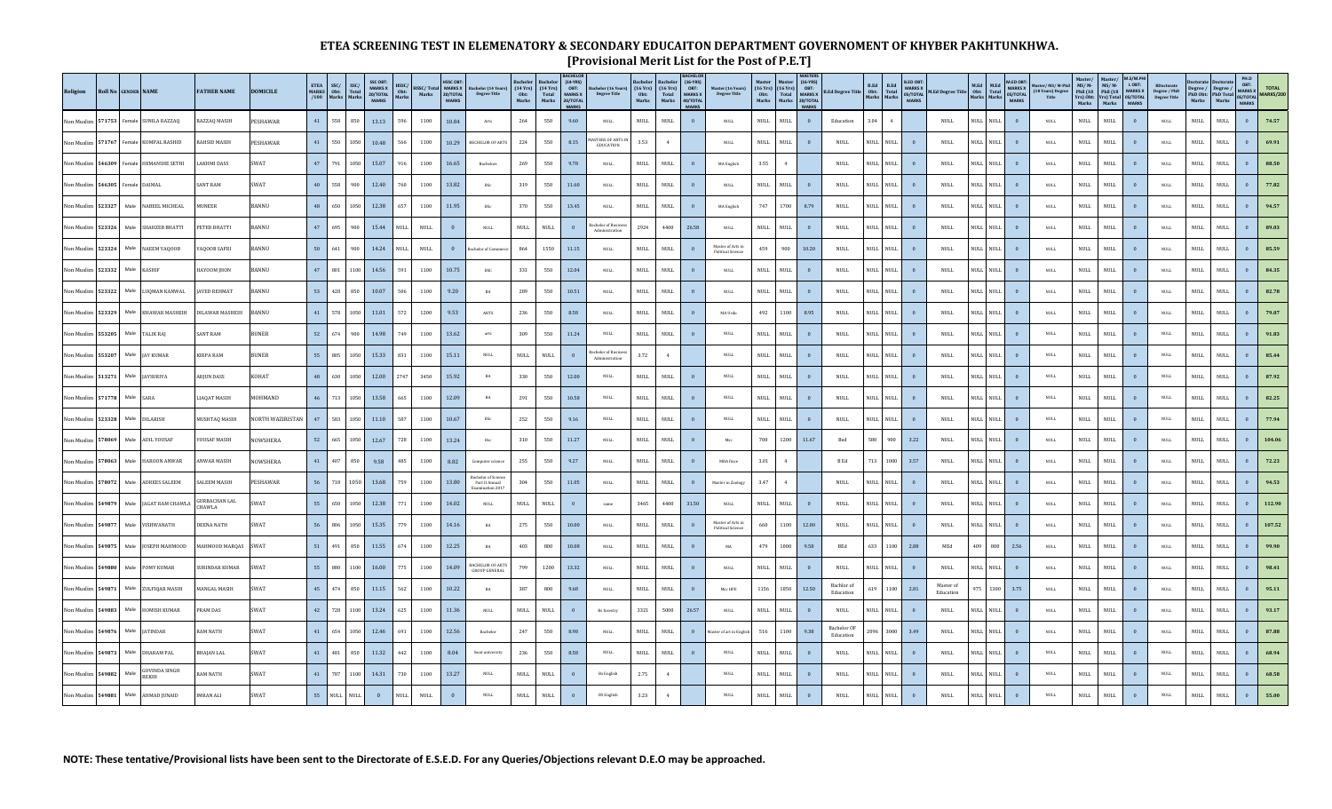# ETEA SCREENING TEST IN ELEMENTARY & SECONDARY EDUCAITON DEPARTMENT GOVERNOMENT OF KHYBER PAKHTUNKHWA.

## [Provisional Merit List for the Post of P.E.T]

| Religion | Roll No | GENDER | NAME | FATHER NAME | DOMICILE | ETEA MARKS /100 | SSC/ Obt: Marks | SSC/ Total Marks | SSC OBT: MARKS X 20/TOTAL MARKS | HSSC/ Obt: Marks | HSSC/ Total Marks | HSSC OBT: MARKS X 20/TOTAL MARKS | Bachelor (14 Years) Degree Title | Bachelor (14 Yrs) Obt: Marks | Bachelor (14 Yrs) Total Marks | BACHELOR (14-YRS) OBT: MARKS X 20/TOTAL MARKS | Bachelor (16 Years) Degree Title | Bachelor (16 Yrs) Obt: Marks | Bachelor (16 Yrs) Total Marks | BACHELOR (16-YRS) OBT: MARKS X 40/TOTAL MARKS | Master (16 Years) Degree Title | Master (16 Yrs) Obt: Marks | Master (16 Yrs) Total Marks | MASTERS (16-YRS) OBT: MARKS X 20/TOTAL MARKS | B.Ed Degree Title | B.Ed Obt: Marks | B.Ed Total Marks | B.ED OBT: MARKS X 05/TOTAL MARKS | M.Ed Degree Title | M.Ed Obt: Marks | M.Ed Total Marks | M.ED OBT: MARKS X 05/TOTAL MARKS | Master/ MS/ M-Phil (18 Years) Degree Title | Master/ MS/ M-Phil (18 Yrs) Obt: Marks | Master/ MS/ M-Phil (18 Yrs) Total Marks | M.S/M.PHIL OBT: MARKS X 05/TOTAL MARKS | DDoctorate Degree / PhD Degree Title | Doctorate Degree / PhD Obt: Marks | Doctorate Degree / PhD Total Marks | Ph.D OBT: MARKS X 05/TOTAL MARKS | TOTAL MARKS/200 |
|---|---|---|---|---|---|---|---|---|---|---|---|---|---|---|---|---|---|---|---|---|---|---|---|---|---|---|---|---|---|---|---|---|---|---|---|---|---|---|---|---|---|
| Non Muslim | 571753 | Female | SUNILA RAZZAQ | RAZZAQ MASIH | PESHAWAR | 41 | 558 | 850 | 13.13 | 596 | 1100 | 10.84 | Arts | 264 | 550 | 9.60 | NULL | NULL | NULL | 0 | NULL | NULL | NULL | 0 | Education | 3.04 | 4 | | NULL | NULL | NULL | 0 | NULL | NULL | NULL | 0 | NULL | NULL | NULL | 0 | 74.57 |
| Non Muslim | 571767 | Female | KOMPAL RASHID | RAHSID MASIH | PESHAWAR | 41 | 550 | 1050 | 10.48 | 566 | 1100 | 10.29 | BACHELOR OF ARTS | 224 | 550 | 8.15 | MASTERS OF ARTS IN EDUCATION | 3.53 | 4 | | NULL | NULL | NULL | 0 | NULL | NULL | NULL | 0 | NULL | NULL | NULL | 0 | NULL | NULL | NULL | 0 | NULL | NULL | NULL | 0 | 69.91 |
| Non Muslim | 546309 | Female | HIMANSHI SETHI | LAKHMI DASS | SWAT | 47 | 791 | 1050 | 15.07 | 916 | 1100 | 16.65 | Bachelors | 269 | 550 | 9.78 | NULL | NULL | NULL | 0 | MA English | 3.55 | 4 | | NULL | NULL | NULL | 0 | NULL | NULL | NULL | 0 | NULL | NULL | NULL | 0 | NULL | NULL | NULL | 0 | 88.50 |
| Non Muslim | 546305 | Female | DAIMAL | SANT RAM | SWAT | 40 | 558 | 900 | 12.40 | 760 | 1100 | 13.82 | BSc | 319 | 550 | 11.60 | NULL | NULL | NULL | 0 | NULL | NULL | NULL | 0 | NULL | NULL | NULL | 0 | NULL | NULL | NULL | 0 | NULL | NULL | NULL | 0 | NULL | NULL | NULL | 0 | 77.82 |
| Non Muslim | 523327 | Male | NABEEL MICHEAL | MUNEER | BANNU | 48 | 650 | 1050 | 12.38 | 657 | 1100 | 11.95 | BSc | 370 | 550 | 13.45 | NULL | NULL | NULL | 0 | MA English | 747 | 1700 | 8.79 | NULL | NULL | NULL | 0 | NULL | NULL | NULL | 0 | NULL | NULL | NULL | 0 | NULL | NULL | NULL | 0 | 94.57 |
| Non Muslim | 523326 | Male | SHAHZEB BHATTI | PETER BHATTI | BANNU | 47 | 695 | 900 | 15.44 | NULL | NULL | 0 | NULL | NULL | NULL | 0 | Bachelor of Business Administration | 2924 | 4400 | 26.58 | NULL | NULL | NULL | 0 | NULL | NULL | NULL | 0 | NULL | NULL | NULL | 0 | NULL | NULL | NULL | 0 | NULL | NULL | NULL | 0 | 89.03 |
| Non Muslim | 523324 | Male | NAEEM YAQOOB | YAQOOB SAFRI | BANNU | 50 | 641 | 900 | 14.24 | NULL | NULL | 0 | Bachelor of Commerce | 864 | 1550 | 11.15 | NULL | NULL | NULL | 0 | Master of Arts in Political Science | 459 | 900 | 10.20 | NULL | NULL | NULL | 0 | NULL | NULL | NULL | 0 | NULL | NULL | NULL | 0 | NULL | NULL | NULL | 0 | 85.59 |
| Non Muslim | 523332 | Male | KASHIF | HAYOOM JHON | BANNU | 47 | 801 | 1100 | 14.56 | 591 | 1100 | 10.75 | BSC | 331 | 550 | 12.04 | NULL | NULL | NULL | 0 | NULL | NULL | NULL | 0 | NULL | NULL | NULL | 0 | NULL | NULL | NULL | 0 | NULL | NULL | NULL | 0 | NULL | NULL | NULL | 0 | 84.35 |
| Non Muslim | 523322 | Male | LUQMAN KANWAL | JAVED REHMAT | BANNU | 53 | 428 | 850 | 10.07 | 506 | 1100 | 9.20 | BA | 289 | 550 | 10.51 | NULL | NULL | NULL | 0 | NULL | NULL | NULL | 0 | NULL | NULL | NULL | 0 | NULL | NULL | NULL | 0 | NULL | NULL | NULL | 0 | NULL | NULL | NULL | 0 | 82.78 |
| Non Muslim | 523329 | Male | KHAWAR MASHEEH | DILAWAR MASHEEH | BANNU | 41 | 578 | 1050 | 11.01 | 572 | 1200 | 9.53 | ARTS | 236 | 550 | 8.58 | NULL | NULL | NULL | 0 | MA Urdu | 492 | 1100 | 8.95 | NULL | NULL | NULL | 0 | NULL | NULL | NULL | 0 | NULL | NULL | NULL | 0 | NULL | NULL | NULL | 0 | 79.07 |
| Non Muslim | 553205 | Male | TALIK RAJ | SANT RAM | BUNER | 52 | 674 | 900 | 14.98 | 749 | 1100 | 13.62 | arts | 309 | 550 | 11.24 | NULL | NULL | NULL | 0 | NULL | NULL | NULL | 0 | NULL | NULL | NULL | 0 | NULL | NULL | NULL | 0 | NULL | NULL | NULL | 0 | NULL | NULL | NULL | 0 | 91.83 |
| Non Muslim | 553207 | Male | JAY KUMAR | KIRPA RAM | BUNER | 55 | 805 | 1050 | 15.33 | 831 | 1100 | 15.11 | NULL | NULL | NULL | 0 | Bachelor of Business Administration | 3.72 | 4 | | NULL | NULL | NULL | 0 | NULL | NULL | NULL | 0 | NULL | NULL | NULL | 0 | NULL | NULL | NULL | 0 | NULL | NULL | NULL | 0 | 85.44 |
| Non Muslim | 513271 | Male | JAYSURIYA | ARJUN DASS | KOHAT | 48 | 630 | 1050 | 12.00 | 2747 | 3450 | 15.92 | BA | 330 | 550 | 12.00 | NULL | NULL | NULL | 0 | NULL | NULL | NULL | 0 | NULL | NULL | NULL | 0 | NULL | NULL | NULL | 0 | NULL | NULL | NULL | 0 | NULL | NULL | NULL | 0 | 87.92 |
| Non Muslim | 571778 | Male | SARA | LIAQAT MASIH | MOHMAND | 46 | 713 | 1050 | 13.58 | 665 | 1100 | 12.09 | BA | 291 | 550 | 10.58 | NULL | NULL | NULL | 0 | NULL | NULL | NULL | 0 | NULL | NULL | NULL | 0 | NULL | NULL | NULL | 0 | NULL | NULL | NULL | 0 | NULL | NULL | NULL | 0 | 82.25 |
| Non Muslim | 523328 | Male | DILABISH | MUSHTAQ MASIH | NORTH WAZIRISTAN | 47 | 583 | 1050 | 11.10 | 587 | 1100 | 10.67 | BSc | 252 | 550 | 9.16 | NULL | NULL | NULL | 0 | NULL | NULL | NULL | 0 | NULL | NULL | NULL | 0 | NULL | NULL | NULL | 0 | NULL | NULL | NULL | 0 | NULL | NULL | NULL | 0 | 77.94 |
| Non Muslim | 578069 | Male | ADIL YOUSAF | YOUSAF MASIH | NOWSHERA | 52 | 665 | 1050 | 12.67 | 728 | 1100 | 13.24 | Bsc | 310 | 550 | 11.27 | NULL | NULL | NULL | 0 | Msc | 700 | 1200 | 11.67 | Bed | 580 | 900 | 3.22 | NULL | NULL | NULL | 0 | NULL | NULL | NULL | 0 | NULL | NULL | NULL | 0 | 104.06 |
| Non Muslim | 578063 | Male | HAROON ANWAR | ANWAR MASIH | NOWSHERA | 41 | 407 | 850 | 9.58 | 485 | 1100 | 8.82 | Computer science | 255 | 550 | 9.27 | NULL | NULL | NULL | 0 | MBA Once | 3.01 | 4 | | B Ed | 713 | 1000 | 3.57 | NULL | NULL | NULL | 0 | NULL | NULL | NULL | 0 | NULL | NULL | NULL | 0 | 72.23 |
| Non Muslim | 578072 | Male | ADREES SALEEM | SALEEM MASIH | PESHAWAR | 56 | 718 | 1050 | 13.68 | 759 | 1100 | 13.80 | Bachelor of Science Part II Annual Examination 2017 | 304 | 550 | 11.05 | NULL | NULL | NULL | 0 | Master in Zoology | 3.47 | 4 | | NULL | NULL | NULL | 0 | NULL | NULL | NULL | 0 | NULL | NULL | NULL | 0 | NULL | NULL | NULL | 0 | 94.53 |
| Non Muslim | 549879 | Male | JAGAT RAM CHAWLA | GURBACHAN LAL CHAWLA | SWAT | 55 | 650 | 1050 | 12.38 | 771 | 1100 | 14.02 | NULL | NULL | NULL | 0 | same | 3465 | 4400 | 31.50 | NULL | NULL | NULL | 0 | NULL | NULL | NULL | 0 | NULL | NULL | NULL | 0 | NULL | NULL | NULL | 0 | NULL | NULL | NULL | 0 | 112.90 |
| Non Muslim | 549877 | Male | VISHWANATH | DEENA NATH | SWAT | 56 | 806 | 1050 | 15.35 | 779 | 1100 | 14.16 | BA | 275 | 550 | 10.00 | NULL | NULL | NULL | 0 | Master of Arts in Political Science | 660 | 1100 | 12.00 | NULL | NULL | NULL | 0 | NULL | NULL | NULL | 0 | NULL | NULL | NULL | 0 | NULL | NULL | NULL | 0 | 107.52 |
| Non Muslim | 549875 | Male | JOSEPH MAHMOOD | MAHMOOD MARQAS | SWAT | 51 | 491 | 850 | 11.55 | 674 | 1100 | 12.25 | BA | 403 | 800 | 10.08 | NULL | NULL | NULL | 0 | MA | 479 | 1000 | 9.58 | BEd | 633 | 1100 | 2.88 | MEd | 409 | 800 | 2.56 | NULL | NULL | NULL | 0 | NULL | NULL | NULL | 0 | 99.90 |
| Non Muslim | 549880 | Male | PUMY KUMAR | SURINDAR KUMAR | SWAT | 55 | 880 | 1100 | 16.00 | 775 | 1100 | 14.09 | BACHELOR OF ARTS GROUP GENERAL | 799 | 1200 | 13.32 | NULL | NULL | NULL | 0 | NULL | NULL | NULL | 0 | NULL | NULL | NULL | 0 | NULL | NULL | NULL | 0 | NULL | NULL | NULL | 0 | NULL | NULL | NULL | 0 | 98.41 |
| Non Muslim | 549871 | Male | ZULFIQAR MASIH | MANGAL MASIH | SWAT | 45 | 474 | 850 | 11.15 | 562 | 1100 | 10.22 | BA | 387 | 800 | 9.68 | NULL | NULL | NULL | 0 | Msc HPE | 1156 | 1850 | 12.50 | Bachlor of Education | 619 | 1100 | 2.81 | Master of Education | 975 | 1300 | 3.75 | NULL | NULL | NULL | 0 | NULL | NULL | NULL | 0 | 95.11 |
| Non Muslim | 549883 | Male | HOMISH KUMAR | PRAM DAS | SWAT | 42 | 728 | 1100 | 13.24 | 625 | 1100 | 11.36 | NULL | NULL | NULL | 0 | Bs forestry | 3321 | 5000 | 26.57 | NULL | NULL | NULL | 0 | NULL | NULL | NULL | 0 | NULL | NULL | NULL | 0 | NULL | NULL | NULL | 0 | NULL | NULL | NULL | 0 | 93.17 |
| Non Muslim | 549876 | Male | JATINDAR | RAM NATH | SWAT | 41 | 654 | 1050 | 12.46 | 691 | 1100 | 12.56 | Bachelor | 247 | 550 | 8.98 | NULL | NULL | NULL | 0 | Master of art in English | 516 | 1100 | 9.38 | Bachelor OF Education | 2096 | 3000 | 3.49 | NULL | NULL | NULL | 0 | NULL | NULL | NULL | 0 | NULL | NULL | NULL | 0 | 87.88 |
| Non Muslim | 549873 | Male | DHARAM PAL | BHAJAN LAL | SWAT | 41 | 481 | 850 | 11.32 | 442 | 1100 | 8.04 | Swat university | 236 | 550 | 8.58 | NULL | NULL | NULL | 0 | NULL | NULL | NULL | 0 | NULL | NULL | NULL | 0 | NULL | NULL | NULL | 0 | NULL | NULL | NULL | 0 | NULL | NULL | NULL | 0 | 68.94 |
| Non Muslim | 549882 | Male | GOVINDA SINGH BEKHI | RAM NATH | SWAT | 41 | 787 | 1100 | 14.31 | 730 | 1100 | 13.27 | NULL | NULL | NULL | 0 | BS English | 2.75 | 4 | | NULL | NULL | NULL | 0 | NULL | NULL | NULL | 0 | NULL | NULL | NULL | 0 | NULL | NULL | NULL | 0 | NULL | NULL | NULL | 0 | 68.58 |
| Non Muslim | 549881 | Male | AHMAD JUNAID | IMRAN ALI | SWAT | 55 | NULL | NULL | 0 | NULL | NULL | 0 | NULL | NULL | NULL | 0 | BS English | 3.23 | 4 | | NULL | NULL | NULL | 0 | NULL | NULL | NULL | 0 | NULL | NULL | NULL | 0 | NULL | NULL | NULL | 0 | NULL | NULL | NULL | 0 | 55.00 |

**NOTE: These tentative/Provisional lists have been sent to the Directorate of E.S.E.D. For any Queries/Objections relevant D.E.O may be approached.**